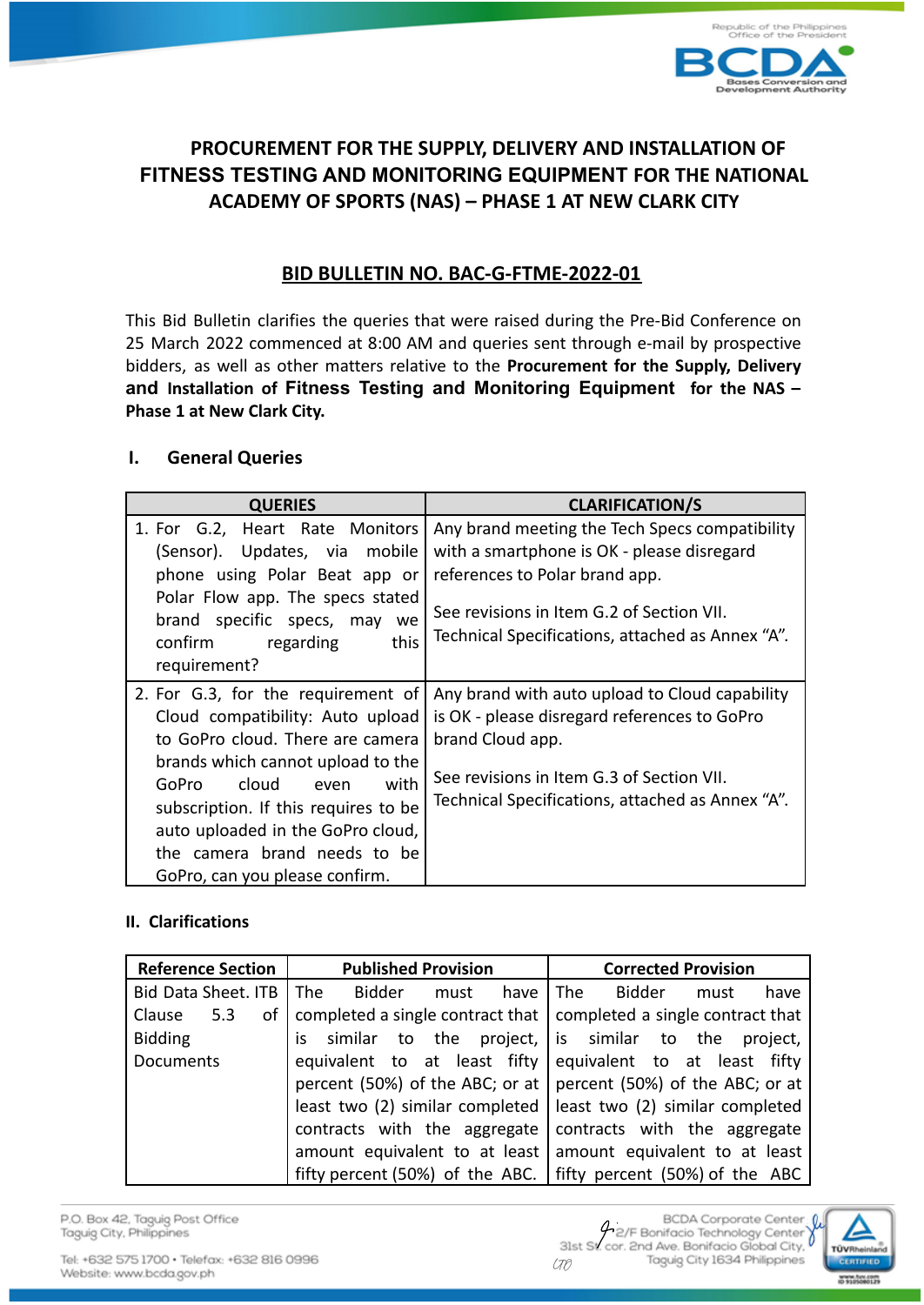# PROCUREMENT FOR THE SUPPLY, DELIVERY AND INSTALLATION OF FITNESS TESTING AND MONITORING EQUIPMENT FOR THE NATIONAL ACADEMY OF SPORTS (NAS) – PHASE 1 AT NEW CLARK CITY

## BID BULLETIN NO. BAC-G-FTME-2022-01

This Bid Bulletin clarifies the queries that were raised during the Pre-Bid Conference on 25 March 2022 commenced at 8:00 AM and queries sent through e-mail by prospective bidders, as well as other matters relative to the **Procurement for the Supply, Delivery and Installation of Fitness Testing and Monitoring Equipment for the NAS – Phase 1 at New Clark City.**

### I. General Queries

| QUERIES | CLARIFICATION/S |
|---|---|
| 1. For G.2, Heart Rate Monitors (Sensor). Updates, via mobile phone using Polar Beat app or Polar Flow app. The specs stated brand specific specs, may we confirm regarding this requirement? | Any brand meeting the Tech Specs compatibility with a smartphone is OK - please disregard references to Polar brand app.<br><br>See revisions in Item G.2 of Section VII. Technical Specifications, attached as Annex "A". |
| 2. For G.3, for the requirement of Cloud compatibility: Auto upload to GoPro cloud. There are camera brands which cannot upload to the GoPro cloud even with subscription. If this requires to be auto uploaded in the GoPro cloud, the camera brand needs to be GoPro, can you please confirm. | Any brand with auto upload to Cloud capability is OK - please disregard references to GoPro brand Cloud app.<br><br>See revisions in Item G.3 of Section VII. Technical Specifications, attached as Annex "A". |

### II. Clarifications

| Reference Section | Published Provision | Corrected Provision |
|---|---|---|
| Bid Data Sheet. ITB Clause 5.3 of Bidding Documents | The Bidder must have completed a single contract that is similar to the project, equivalent to at least fifty percent (50%) of the ABC; or at least two (2) similar completed contracts with the aggregate amount equivalent to at least fifty percent (50%) of the ABC. | The Bidder must have completed a single contract that is similar to the project, equivalent to at least fifty percent (50%) of the ABC; or at least two (2) similar completed contracts with the aggregate amount equivalent to at least fifty percent (50%) of the ABC |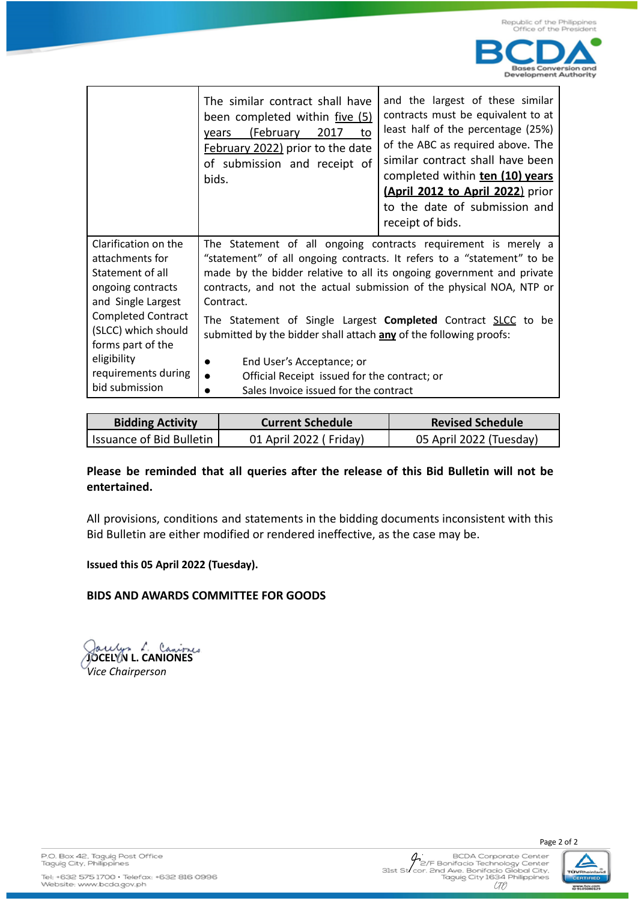| | | |
|---|---|---|
| | The similar contract shall have been completed within <u>five (5) years (February 2017 to February 2022)</u> prior to the date of submission and receipt of bids. | and the largest of these similar contracts must be equivalent to at least half of the percentage (25%) of the ABC as required above. The similar contract shall have been completed within **<u>ten (10) years (April 2012 to April 2022</u>)** prior to the date of submission and receipt of bids. |
| Clarification on the attachments for Statement of all ongoing contracts and Single Largest Completed Contract (SLCC) which should forms part of the eligibility requirements during bid submission | The Statement of all ongoing contracts requirement is merely a "statement" of all ongoing contracts. It refers to a "statement" to be made by the bidder relative to all its ongoing government and private contracts, and not the actual submission of the physical NOA, NTP or Contract.<br><br>The Statement of Single Largest **Completed** Contract <u>SLCC</u> to be submitted by the bidder shall attach **<u>any</u>** of the following proofs:<br><br>● End User's Acceptance; or<br>● Official Receipt issued for the contract; or<br>● Sales Invoice issued for the contract | |

| Bidding Activity | Current Schedule | Revised Schedule |
|---|---|---|
| Issuance of Bid Bulletin | 01 April 2022 ( Friday) | 05 April 2022 (Tuesday) |

**Please be reminded that all queries after the release of this Bid Bulletin will not be entertained.**

All provisions, conditions and statements in the bidding documents inconsistent with this Bid Bulletin are either modified or rendered ineffective, as the case may be.

**Issued this 05 April 2022 (Tuesday).**

**BIDS AND AWARDS COMMITTEE FOR GOODS**

**JOCELYN L. CANIONES**
*Vice Chairperson*